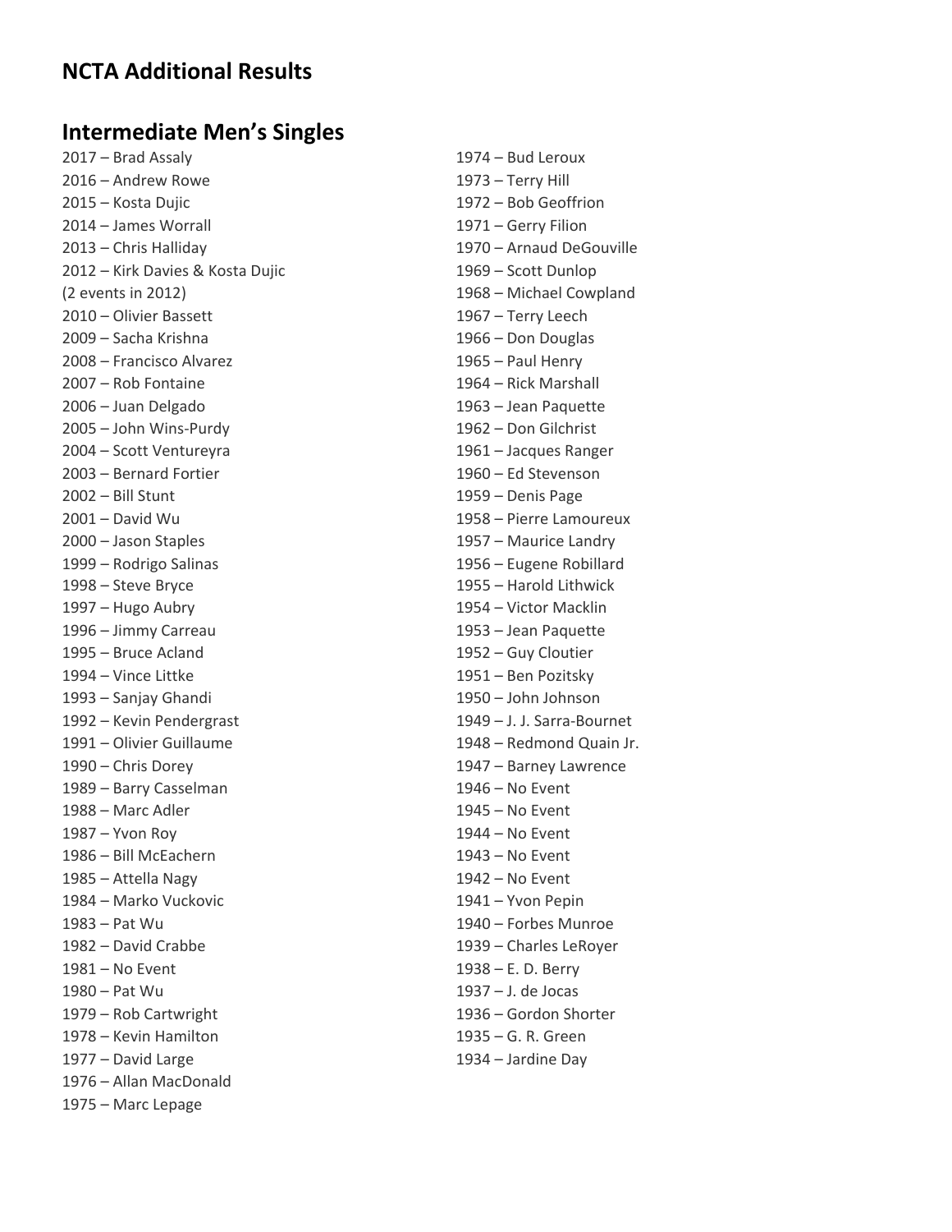# NCTA Additional Results

## Intermediate Men's Singles

2017 – Brad Assaly
2016 – Andrew Rowe
2015 – Kosta Dujic
2014 – James Worrall
2013 – Chris Halliday
2012 – Kirk Davies & Kosta Dujic
(2 events in 2012)
2010 – Olivier Bassett
2009 – Sacha Krishna
2008 – Francisco Alvarez
2007 – Rob Fontaine
2006 – Juan Delgado
2005 – John Wins-Purdy
2004 – Scott Ventureyra
2003 – Bernard Fortier
2002 – Bill Stunt
2001 – David Wu
2000 – Jason Staples
1999 – Rodrigo Salinas
1998 – Steve Bryce
1997 – Hugo Aubry
1996 – Jimmy Carreau
1995 – Bruce Acland
1994 – Vince Littke
1993 – Sanjay Ghandi
1992 – Kevin Pendergrast
1991 – Olivier Guillaume
1990 – Chris Dorey
1989 – Barry Casselman
1988 – Marc Adler
1987 – Yvon Roy
1986 – Bill McEachern
1985 – Attella Nagy
1984 – Marko Vuckovic
1983 – Pat Wu
1982 – David Crabbe
1981 – No Event
1980 – Pat Wu
1979 – Rob Cartwright
1978 – Kevin Hamilton
1977 – David Large
1976 – Allan MacDonald
1975 – Marc Lepage
1974 – Bud Leroux
1973 – Terry Hill
1972 – Bob Geoffrion
1971 – Gerry Filion
1970 – Arnaud DeGouville
1969 – Scott Dunlop
1968 – Michael Cowpland
1967 – Terry Leech
1966 – Don Douglas
1965 – Paul Henry
1964 – Rick Marshall
1963 – Jean Paquette
1962 – Don Gilchrist
1961 – Jacques Ranger
1960 – Ed Stevenson
1959 – Denis Page
1958 – Pierre Lamoureux
1957 – Maurice Landry
1956 – Eugene Robillard
1955 – Harold Lithwick
1954 – Victor Macklin
1953 – Jean Paquette
1952 – Guy Cloutier
1951 – Ben Pozitsky
1950 – John Johnson
1949 – J. J. Sarra-Bournet
1948 – Redmond Quain Jr.
1947 – Barney Lawrence
1946 – No Event
1945 – No Event
1944 – No Event
1943 – No Event
1942 – No Event
1941 – Yvon Pepin
1940 – Forbes Munroe
1939 – Charles LeRoyer
1938 – E. D. Berry
1937 – J. de Jocas
1936 – Gordon Shorter
1935 – G. R. Green
1934 – Jardine Day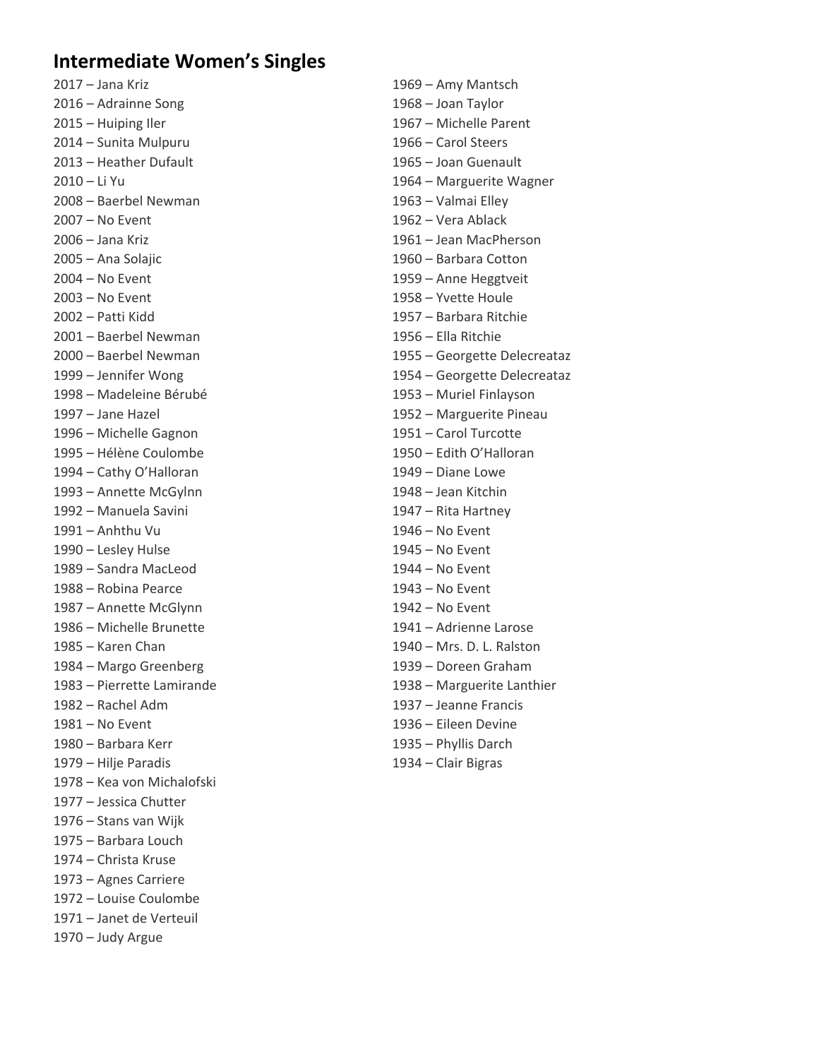## Intermediate Women's Singles

2017 – Jana Kriz
2016 – Adrainne Song
2015 – Huiping Iler
2014 – Sunita Mulpuru
2013 – Heather Dufault
2010 – Li Yu
2008 – Baerbel Newman
2007 – No Event
2006 – Jana Kriz
2005 – Ana Solajic
2004 – No Event
2003 – No Event
2002 – Patti Kidd
2001 – Baerbel Newman
2000 – Baerbel Newman
1999 – Jennifer Wong
1998 – Madeleine Bérubé
1997 – Jane Hazel
1996 – Michelle Gagnon
1995 – Hélène Coulombe
1994 – Cathy O'Halloran
1993 – Annette McGylnn
1992 – Manuela Savini
1991 – Anhthu Vu
1990 – Lesley Hulse
1989 – Sandra MacLeod
1988 – Robina Pearce
1987 – Annette McGlynn
1986 – Michelle Brunette
1985 – Karen Chan
1984 – Margo Greenberg
1983 – Pierrette Lamirande
1982 – Rachel Adm
1981 – No Event
1980 – Barbara Kerr
1979 – Hilje Paradis
1978 – Kea von Michalofski
1977 – Jessica Chutter
1976 – Stans van Wijk
1975 – Barbara Louch
1974 – Christa Kruse
1973 – Agnes Carriere
1972 – Louise Coulombe
1971 – Janet de Verteuil
1970 – Judy Argue
1969 – Amy Mantsch
1968 – Joan Taylor
1967 – Michelle Parent
1966 – Carol Steers
1965 – Joan Guenault
1964 – Marguerite Wagner
1963 – Valmai Elley
1962 – Vera Ablack
1961 – Jean MacPherson
1960 – Barbara Cotton
1959 – Anne Heggtveit
1958 – Yvette Houle
1957 – Barbara Ritchie
1956 – Ella Ritchie
1955 – Georgette Delecreataz
1954 – Georgette Delecreataz
1953 – Muriel Finlayson
1952 – Marguerite Pineau
1951 – Carol Turcotte
1950 – Edith O'Halloran
1949 – Diane Lowe
1948 – Jean Kitchin
1947 – Rita Hartney
1946 – No Event
1945 – No Event
1944 – No Event
1943 – No Event
1942 – No Event
1941 – Adrienne Larose
1940 – Mrs. D. L. Ralston
1939 – Doreen Graham
1938 – Marguerite Lanthier
1937 – Jeanne Francis
1936 – Eileen Devine
1935 – Phyllis Darch
1934 – Clair Bigras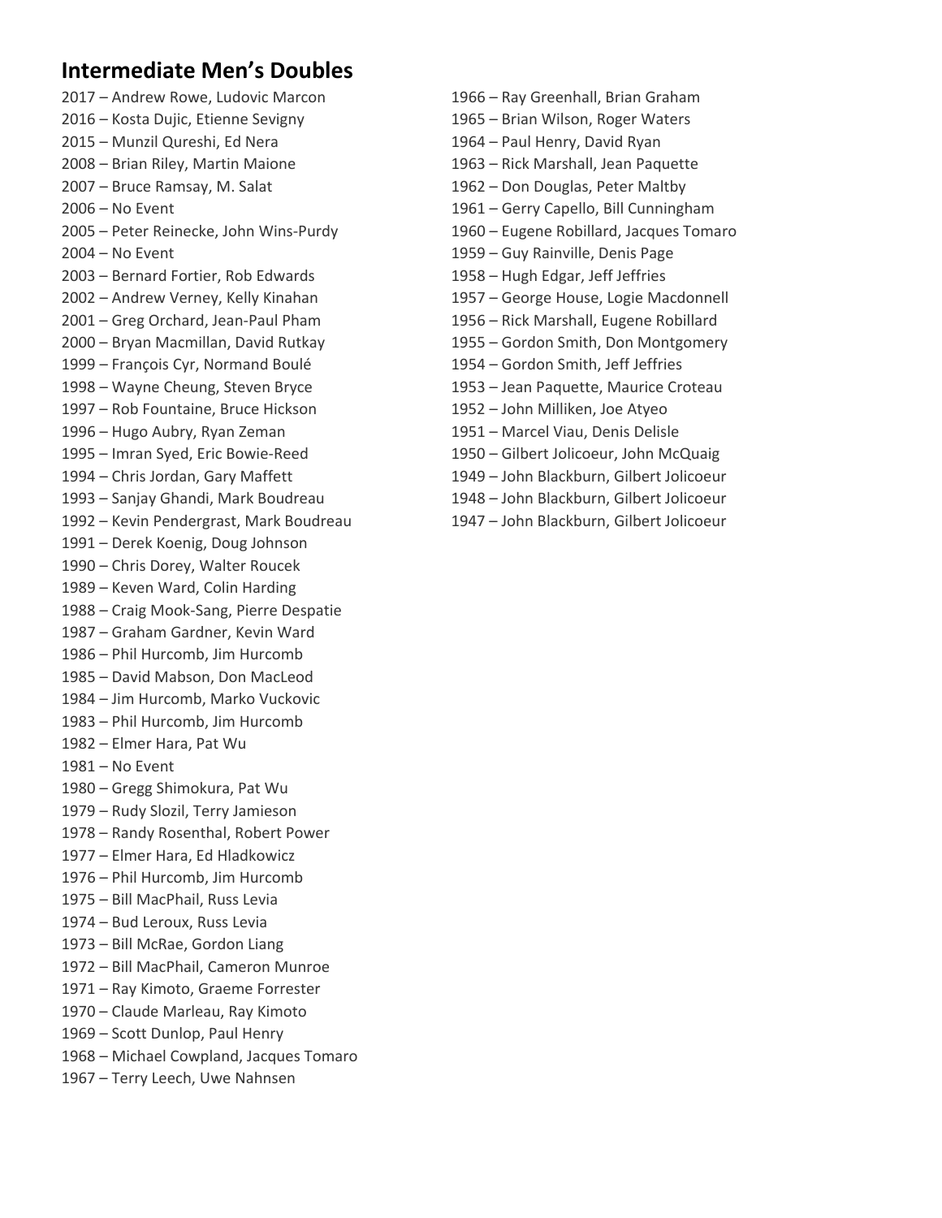## Intermediate Men's Doubles

2017 – Andrew Rowe, Ludovic Marcon
2016 – Kosta Dujic, Etienne Sevigny
2015 – Munzil Qureshi, Ed Nera
2008 – Brian Riley, Martin Maione
2007 – Bruce Ramsay, M. Salat
2006 – No Event
2005 – Peter Reinecke, John Wins-Purdy
2004 – No Event
2003 – Bernard Fortier, Rob Edwards
2002 – Andrew Verney, Kelly Kinahan
2001 – Greg Orchard, Jean-Paul Pham
2000 – Bryan Macmillan, David Rutkay
1999 – François Cyr, Normand Boulé
1998 – Wayne Cheung, Steven Bryce
1997 – Rob Fountaine, Bruce Hickson
1996 – Hugo Aubry, Ryan Zeman
1995 – Imran Syed, Eric Bowie-Reed
1994 – Chris Jordan, Gary Maffett
1993 – Sanjay Ghandi, Mark Boudreau
1992 – Kevin Pendergrast, Mark Boudreau
1991 – Derek Koenig, Doug Johnson
1990 – Chris Dorey, Walter Roucek
1989 – Keven Ward, Colin Harding
1988 – Craig Mook-Sang, Pierre Despatie
1987 – Graham Gardner, Kevin Ward
1986 – Phil Hurcomb, Jim Hurcomb
1985 – David Mabson, Don MacLeod
1984 – Jim Hurcomb, Marko Vuckovic
1983 – Phil Hurcomb, Jim Hurcomb
1982 – Elmer Hara, Pat Wu
1981 – No Event
1980 – Gregg Shimokura, Pat Wu
1979 – Rudy Slozil, Terry Jamieson
1978 – Randy Rosenthal, Robert Power
1977 – Elmer Hara, Ed Hladkowicz
1976 – Phil Hurcomb, Jim Hurcomb
1975 – Bill MacPhail, Russ Levia
1974 – Bud Leroux, Russ Levia
1973 – Bill McRae, Gordon Liang
1972 – Bill MacPhail, Cameron Munroe
1971 – Ray Kimoto, Graeme Forrester
1970 – Claude Marleau, Ray Kimoto
1969 – Scott Dunlop, Paul Henry
1968 – Michael Cowpland, Jacques Tomaro
1967 – Terry Leech, Uwe Nahnsen
1966 – Ray Greenhall, Brian Graham
1965 – Brian Wilson, Roger Waters
1964 – Paul Henry, David Ryan
1963 – Rick Marshall, Jean Paquette
1962 – Don Douglas, Peter Maltby
1961 – Gerry Capello, Bill Cunningham
1960 – Eugene Robillard, Jacques Tomaro
1959 – Guy Rainville, Denis Page
1958 – Hugh Edgar, Jeff Jeffries
1957 – George House, Logie Macdonnell
1956 – Rick Marshall, Eugene Robillard
1955 – Gordon Smith, Don Montgomery
1954 – Gordon Smith, Jeff Jeffries
1953 – Jean Paquette, Maurice Croteau
1952 – John Milliken, Joe Atyeo
1951 – Marcel Viau, Denis Delisle
1950 – Gilbert Jolicoeur, John McQuaig
1949 – John Blackburn, Gilbert Jolicoeur
1948 – John Blackburn, Gilbert Jolicoeur
1947 – John Blackburn, Gilbert Jolicoeur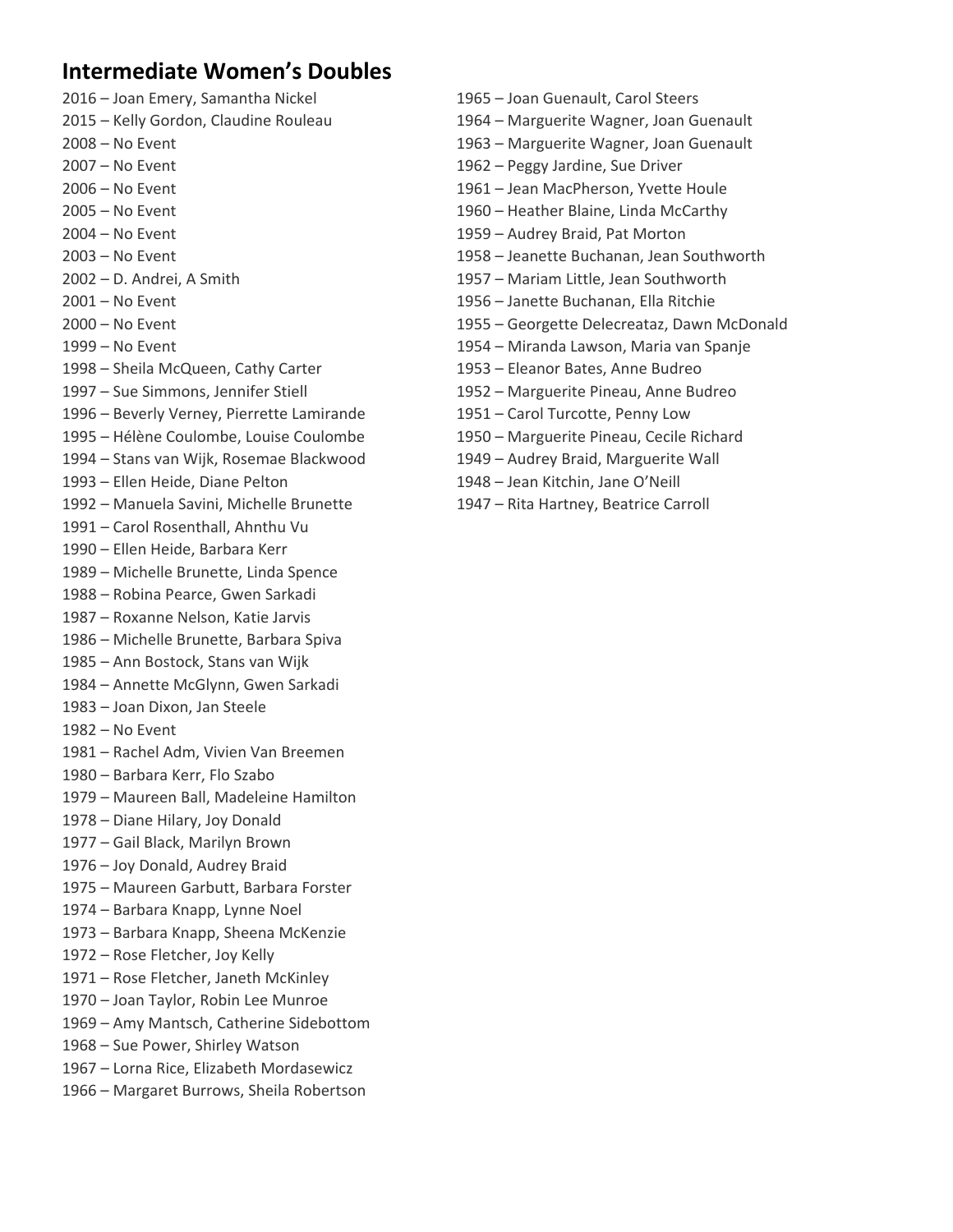## Intermediate Women's Doubles

2016 – Joan Emery, Samantha Nickel
2015 – Kelly Gordon, Claudine Rouleau
2008 – No Event
2007 – No Event
2006 – No Event
2005 – No Event
2004 – No Event
2003 – No Event
2002 – D. Andrei, A Smith
2001 – No Event
2000 – No Event
1999 – No Event
1998 – Sheila McQueen, Cathy Carter
1997 – Sue Simmons, Jennifer Stiell
1996 – Beverly Verney, Pierrette Lamirande
1995 – Hélène Coulombe, Louise Coulombe
1994 – Stans van Wijk, Rosemae Blackwood
1993 – Ellen Heide, Diane Pelton
1992 – Manuela Savini, Michelle Brunette
1991 – Carol Rosenthall, Ahnthu Vu
1990 – Ellen Heide, Barbara Kerr
1989 – Michelle Brunette, Linda Spence
1988 – Robina Pearce, Gwen Sarkadi
1987 – Roxanne Nelson, Katie Jarvis
1986 – Michelle Brunette, Barbara Spiva
1985 – Ann Bostock, Stans van Wijk
1984 – Annette McGlynn, Gwen Sarkadi
1983 – Joan Dixon, Jan Steele
1982 – No Event
1981 – Rachel Adm, Vivien Van Breemen
1980 – Barbara Kerr, Flo Szabo
1979 – Maureen Ball, Madeleine Hamilton
1978 – Diane Hilary, Joy Donald
1977 – Gail Black, Marilyn Brown
1976 – Joy Donald, Audrey Braid
1975 – Maureen Garbutt, Barbara Forster
1974 – Barbara Knapp, Lynne Noel
1973 – Barbara Knapp, Sheena McKenzie
1972 – Rose Fletcher, Joy Kelly
1971 – Rose Fletcher, Janeth McKinley
1970 – Joan Taylor, Robin Lee Munroe
1969 – Amy Mantsch, Catherine Sidebottom
1968 – Sue Power, Shirley Watson
1967 – Lorna Rice, Elizabeth Mordasewicz
1966 – Margaret Burrows, Sheila Robertson
1965 – Joan Guenault, Carol Steers
1964 – Marguerite Wagner, Joan Guenault
1963 – Marguerite Wagner, Joan Guenault
1962 – Peggy Jardine, Sue Driver
1961 – Jean MacPherson, Yvette Houle
1960 – Heather Blaine, Linda McCarthy
1959 – Audrey Braid, Pat Morton
1958 – Jeanette Buchanan, Jean Southworth
1957 – Mariam Little, Jean Southworth
1956 – Janette Buchanan, Ella Ritchie
1955 – Georgette Delecreataz, Dawn McDonald
1954 – Miranda Lawson, Maria van Spanje
1953 – Eleanor Bates, Anne Budreo
1952 – Marguerite Pineau, Anne Budreo
1951 – Carol Turcotte, Penny Low
1950 – Marguerite Pineau, Cecile Richard
1949 – Audrey Braid, Marguerite Wall
1948 – Jean Kitchin, Jane O'Neill
1947 – Rita Hartney, Beatrice Carroll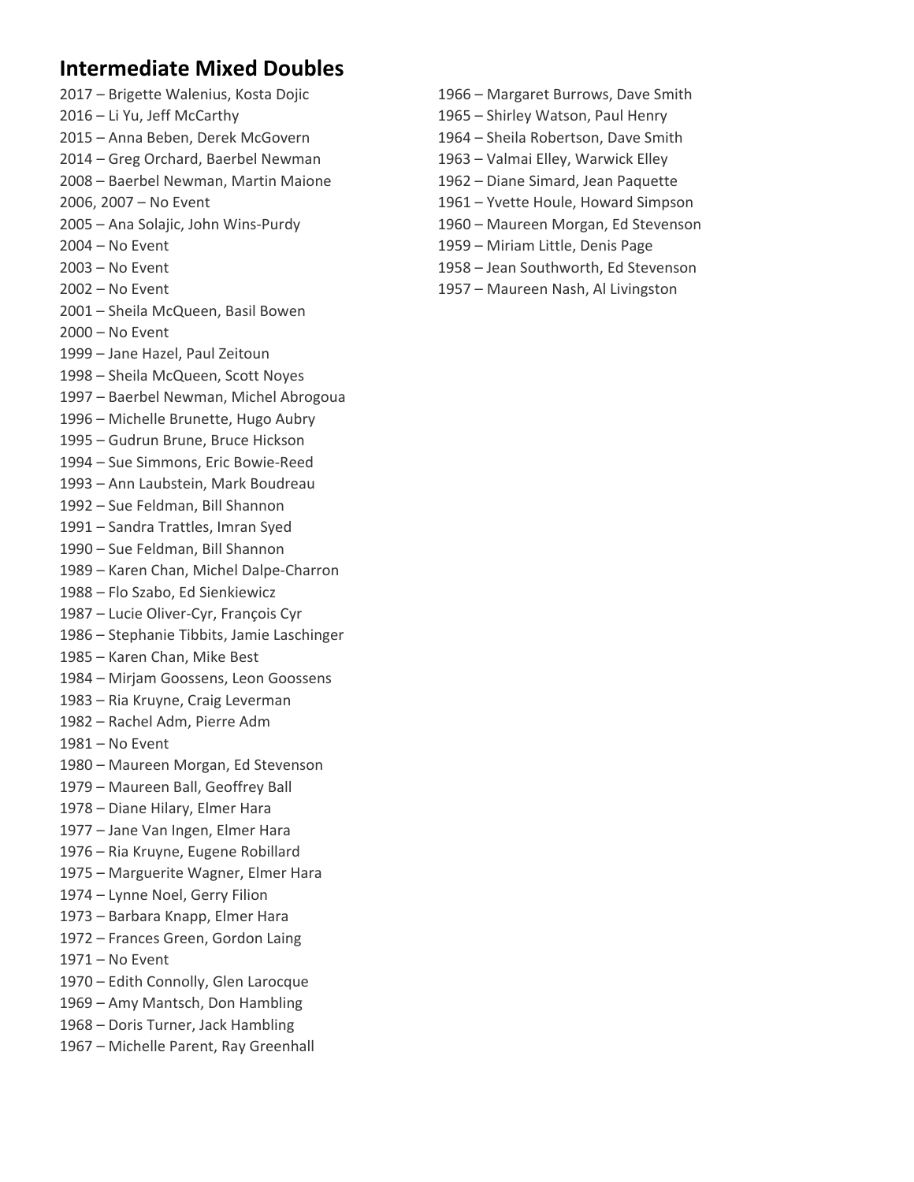## Intermediate Mixed Doubles

2017 – Brigette Walenius, Kosta Dojic
2016 – Li Yu, Jeff McCarthy
2015 – Anna Beben, Derek McGovern
2014 – Greg Orchard, Baerbel Newman
2008 – Baerbel Newman, Martin Maione
2006, 2007 – No Event
2005 – Ana Solajic, John Wins-Purdy
2004 – No Event
2003 – No Event
2002 – No Event
2001 – Sheila McQueen, Basil Bowen
2000 – No Event
1999 – Jane Hazel, Paul Zeitoun
1998 – Sheila McQueen, Scott Noyes
1997 – Baerbel Newman, Michel Abrogoua
1996 – Michelle Brunette, Hugo Aubry
1995 – Gudrun Brune, Bruce Hickson
1994 – Sue Simmons, Eric Bowie-Reed
1993 – Ann Laubstein, Mark Boudreau
1992 – Sue Feldman, Bill Shannon
1991 – Sandra Trattles, Imran Syed
1990 – Sue Feldman, Bill Shannon
1989 – Karen Chan, Michel Dalpe-Charron
1988 – Flo Szabo, Ed Sienkiewicz
1987 – Lucie Oliver-Cyr, François Cyr
1986 – Stephanie Tibbits, Jamie Laschinger
1985 – Karen Chan, Mike Best
1984 – Mirjam Goossens, Leon Goossens
1983 – Ria Kruyne, Craig Leverman
1982 – Rachel Adm, Pierre Adm
1981 – No Event
1980 – Maureen Morgan, Ed Stevenson
1979 – Maureen Ball, Geoffrey Ball
1978 – Diane Hilary, Elmer Hara
1977 – Jane Van Ingen, Elmer Hara
1976 – Ria Kruyne, Eugene Robillard
1975 – Marguerite Wagner, Elmer Hara
1974 – Lynne Noel, Gerry Filion
1973 – Barbara Knapp, Elmer Hara
1972 – Frances Green, Gordon Laing
1971 – No Event
1970 – Edith Connolly, Glen Larocque
1969 – Amy Mantsch, Don Hambling
1968 – Doris Turner, Jack Hambling
1967 – Michelle Parent, Ray Greenhall
1966 – Margaret Burrows, Dave Smith
1965 – Shirley Watson, Paul Henry
1964 – Sheila Robertson, Dave Smith
1963 – Valmai Elley, Warwick Elley
1962 – Diane Simard, Jean Paquette
1961 – Yvette Houle, Howard Simpson
1960 – Maureen Morgan, Ed Stevenson
1959 – Miriam Little, Denis Page
1958 – Jean Southworth, Ed Stevenson
1957 – Maureen Nash, Al Livingston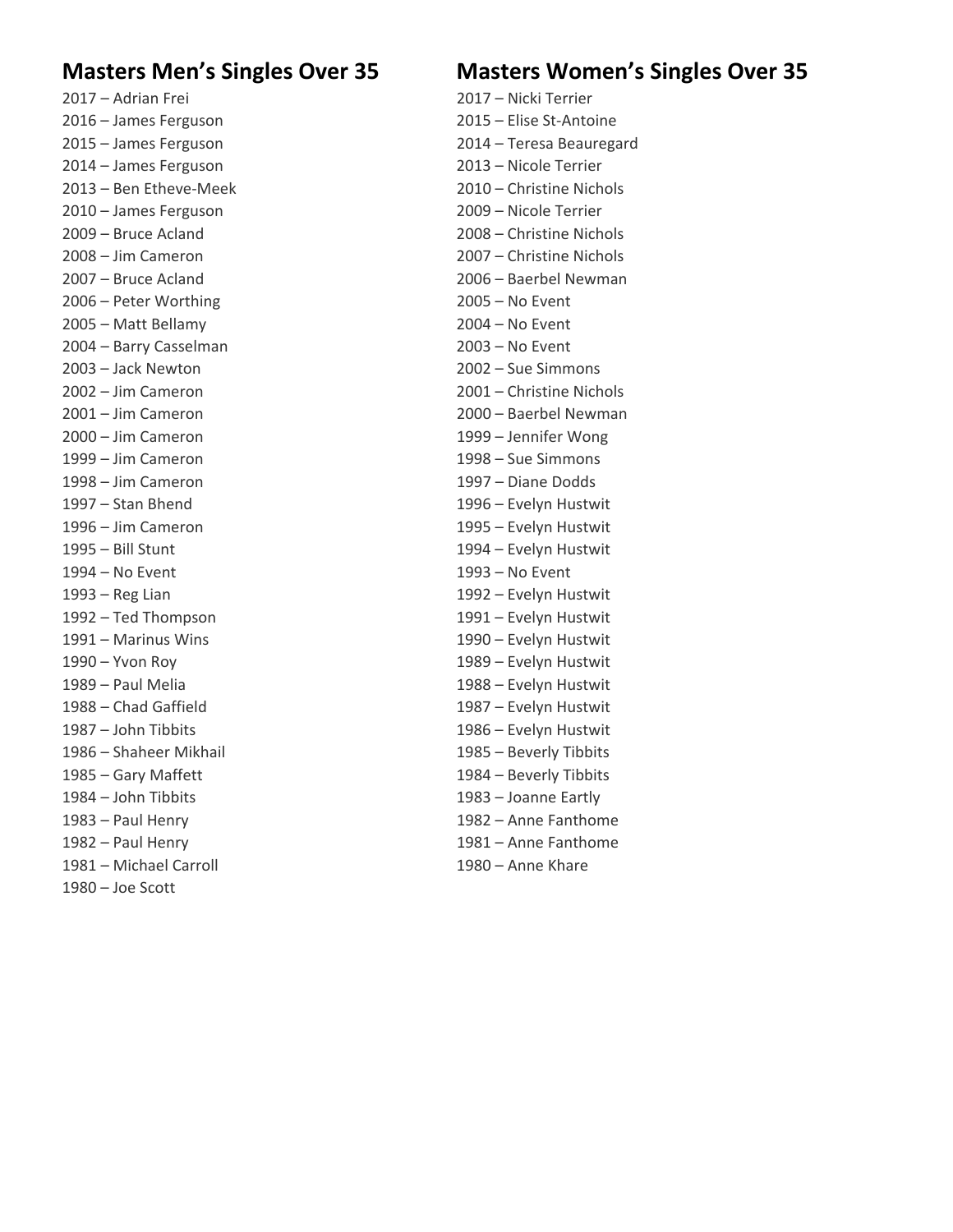## Masters Men's Singles Over 35

2017 – Adrian Frei
2016 – James Ferguson
2015 – James Ferguson
2014 – James Ferguson
2013 – Ben Etheve-Meek
2010 – James Ferguson
2009 – Bruce Acland
2008 – Jim Cameron
2007 – Bruce Acland
2006 – Peter Worthing
2005 – Matt Bellamy
2004 – Barry Casselman
2003 – Jack Newton
2002 – Jim Cameron
2001 – Jim Cameron
2000 – Jim Cameron
1999 – Jim Cameron
1998 – Jim Cameron
1997 – Stan Bhend
1996 – Jim Cameron
1995 – Bill Stunt
1994 – No Event
1993 – Reg Lian
1992 – Ted Thompson
1991 – Marinus Wins
1990 – Yvon Roy
1989 – Paul Melia
1988 – Chad Gaffield
1987 – John Tibbits
1986 – Shaheer Mikhail
1985 – Gary Maffett
1984 – John Tibbits
1983 – Paul Henry
1982 – Paul Henry
1981 – Michael Carroll
1980 – Joe Scott

## Masters Women's Singles Over 35

2017 – Nicki Terrier
2015 – Elise St-Antoine
2014 – Teresa Beauregard
2013 – Nicole Terrier
2010 – Christine Nichols
2009 – Nicole Terrier
2008 – Christine Nichols
2007 – Christine Nichols
2006 – Baerbel Newman
2005 – No Event
2004 – No Event
2003 – No Event
2002 – Sue Simmons
2001 – Christine Nichols
2000 – Baerbel Newman
1999 – Jennifer Wong
1998 – Sue Simmons
1997 – Diane Dodds
1996 – Evelyn Hustwit
1995 – Evelyn Hustwit
1994 – Evelyn Hustwit
1993 – No Event
1992 – Evelyn Hustwit
1991 – Evelyn Hustwit
1990 – Evelyn Hustwit
1989 – Evelyn Hustwit
1988 – Evelyn Hustwit
1987 – Evelyn Hustwit
1986 – Evelyn Hustwit
1985 – Beverly Tibbits
1984 – Beverly Tibbits
1983 – Joanne Eartly
1982 – Anne Fanthome
1981 – Anne Fanthome
1980 – Anne Khare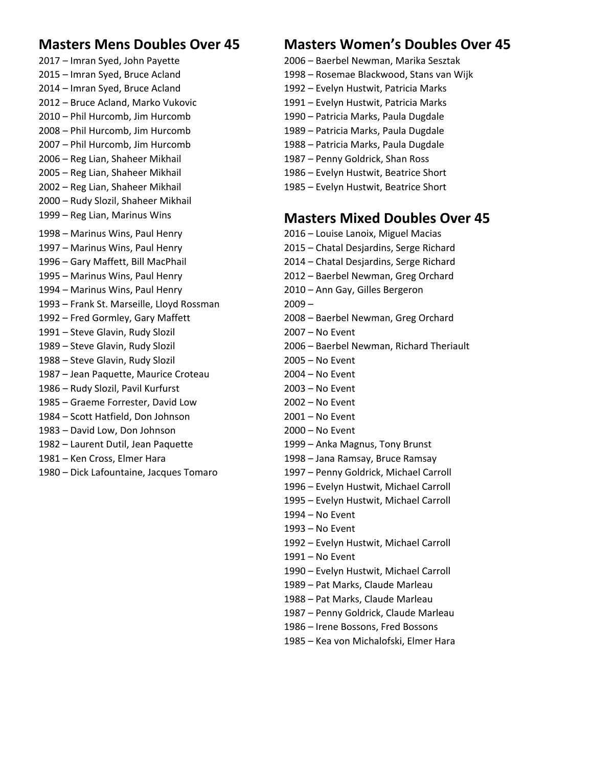## Masters Mens Doubles Over 45

2017 – Imran Syed, John Payette
2015 – Imran Syed, Bruce Acland
2014 – Imran Syed, Bruce Acland
2012 – Bruce Acland, Marko Vukovic
2010 – Phil Hurcomb, Jim Hurcomb
2008 – Phil Hurcomb, Jim Hurcomb
2007 – Phil Hurcomb, Jim Hurcomb
2006 – Reg Lian, Shaheer Mikhail
2005 – Reg Lian, Shaheer Mikhail
2002 – Reg Lian, Shaheer Mikhail
2000 – Rudy Slozil, Shaheer Mikhail
1999 – Reg Lian, Marinus Wins
1998 – Marinus Wins, Paul Henry
1997 – Marinus Wins, Paul Henry
1996 – Gary Maffett, Bill MacPhail
1995 – Marinus Wins, Paul Henry
1994 – Marinus Wins, Paul Henry
1993 – Frank St. Marseille, Lloyd Rossman
1992 – Fred Gormley, Gary Maffett
1991 – Steve Glavin, Rudy Slozil
1989 – Steve Glavin, Rudy Slozil
1988 – Steve Glavin, Rudy Slozil
1987 – Jean Paquette, Maurice Croteau
1986 – Rudy Slozil, Pavil Kurfurst
1985 – Graeme Forrester, David Low
1984 – Scott Hatfield, Don Johnson
1983 – David Low, Don Johnson
1982 – Laurent Dutil, Jean Paquette
1981 – Ken Cross, Elmer Hara
1980 – Dick Lafountaine, Jacques Tomaro

## Masters Women's Doubles Over 45

2006 – Baerbel Newman, Marika Sesztak
1998 – Rosemae Blackwood, Stans van Wijk
1992 – Evelyn Hustwit, Patricia Marks
1991 – Evelyn Hustwit, Patricia Marks
1990 – Patricia Marks, Paula Dugdale
1989 – Patricia Marks, Paula Dugdale
1988 – Patricia Marks, Paula Dugdale
1987 – Penny Goldrick, Shan Ross
1986 – Evelyn Hustwit, Beatrice Short
1985 – Evelyn Hustwit, Beatrice Short

## Masters Mixed Doubles Over 45

2016 – Louise Lanoix, Miguel Macias
2015 – Chatal Desjardins, Serge Richard
2014 – Chatal Desjardins, Serge Richard
2012 – Baerbel Newman, Greg Orchard
2010 – Ann Gay, Gilles Bergeron
2009 –
2008 – Baerbel Newman, Greg Orchard
2007 – No Event
2006 – Baerbel Newman, Richard Theriault
2005 – No Event
2004 – No Event
2003 – No Event
2002 – No Event
2001 – No Event
2000 – No Event
1999 – Anka Magnus, Tony Brunst
1998 – Jana Ramsay, Bruce Ramsay
1997 – Penny Goldrick, Michael Carroll
1996 – Evelyn Hustwit, Michael Carroll
1995 – Evelyn Hustwit, Michael Carroll
1994 – No Event
1993 – No Event
1992 – Evelyn Hustwit, Michael Carroll
1991 – No Event
1990 – Evelyn Hustwit, Michael Carroll
1989 – Pat Marks, Claude Marleau
1988 – Pat Marks, Claude Marleau
1987 – Penny Goldrick, Claude Marleau
1986 – Irene Bossons, Fred Bossons
1985 – Kea von Michalofski, Elmer Hara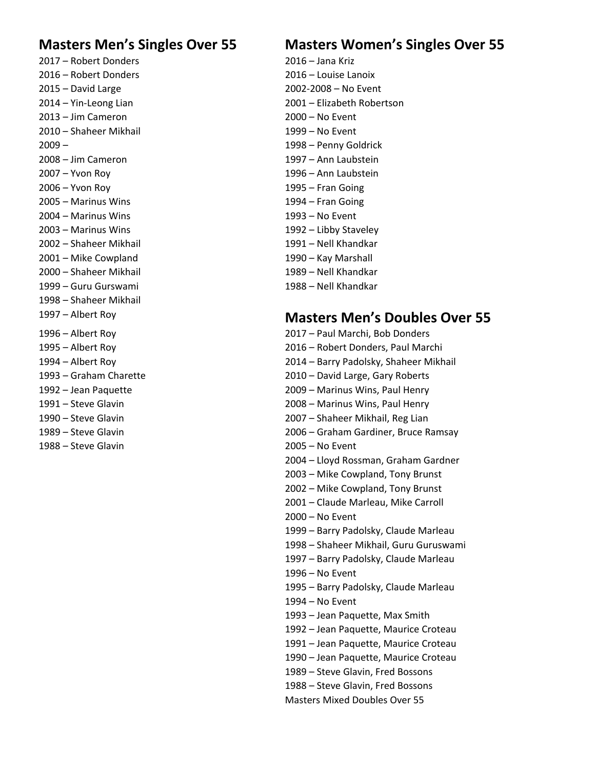## Masters Men's Singles Over 55

2017 – Robert Donders
2016 – Robert Donders
2015 – David Large
2014 – Yin-Leong Lian
2013 – Jim Cameron
2010 – Shaheer Mikhail
2009 –
2008 – Jim Cameron
2007 – Yvon Roy
2006 – Yvon Roy
2005 – Marinus Wins
2004 – Marinus Wins
2003 – Marinus Wins
2002 – Shaheer Mikhail
2001 – Mike Cowpland
2000 – Shaheer Mikhail
1999 – Guru Gurswami
1998 – Shaheer Mikhail
1997 – Albert Roy
1996 – Albert Roy
1995 – Albert Roy
1994 – Albert Roy
1993 – Graham Charette
1992 – Jean Paquette
1991 – Steve Glavin
1990 – Steve Glavin
1989 – Steve Glavin
1988 – Steve Glavin

## Masters Women's Singles Over 55

2016 – Jana Kriz
2016 – Louise Lanoix
2002-2008 – No Event
2001 – Elizabeth Robertson
2000 – No Event
1999 – No Event
1998 – Penny Goldrick
1997 – Ann Laubstein
1996 – Ann Laubstein
1995 – Fran Going
1994 – Fran Going
1993 – No Event
1992 – Libby Staveley
1991 – Nell Khandkar
1990 – Kay Marshall
1989 – Nell Khandkar
1988 – Nell Khandkar

## Masters Men's Doubles Over 55

2017 – Paul Marchi, Bob Donders
2016 – Robert Donders, Paul Marchi
2014 – Barry Padolsky, Shaheer Mikhail
2010 – David Large, Gary Roberts
2009 – Marinus Wins, Paul Henry
2008 – Marinus Wins, Paul Henry
2007 – Shaheer Mikhail, Reg Lian
2006 – Graham Gardiner, Bruce Ramsay
2005 – No Event
2004 – Lloyd Rossman, Graham Gardner
2003 – Mike Cowpland, Tony Brunst
2002 – Mike Cowpland, Tony Brunst
2001 – Claude Marleau, Mike Carroll
2000 – No Event
1999 – Barry Padolsky, Claude Marleau
1998 – Shaheer Mikhail, Guru Guruswami
1997 – Barry Padolsky, Claude Marleau
1996 – No Event
1995 – Barry Padolsky, Claude Marleau
1994 – No Event
1993 – Jean Paquette, Max Smith
1992 – Jean Paquette, Maurice Croteau
1991 – Jean Paquette, Maurice Croteau
1990 – Jean Paquette, Maurice Croteau
1989 – Steve Glavin, Fred Bossons
1988 – Steve Glavin, Fred Bossons

Masters Mixed Doubles Over 55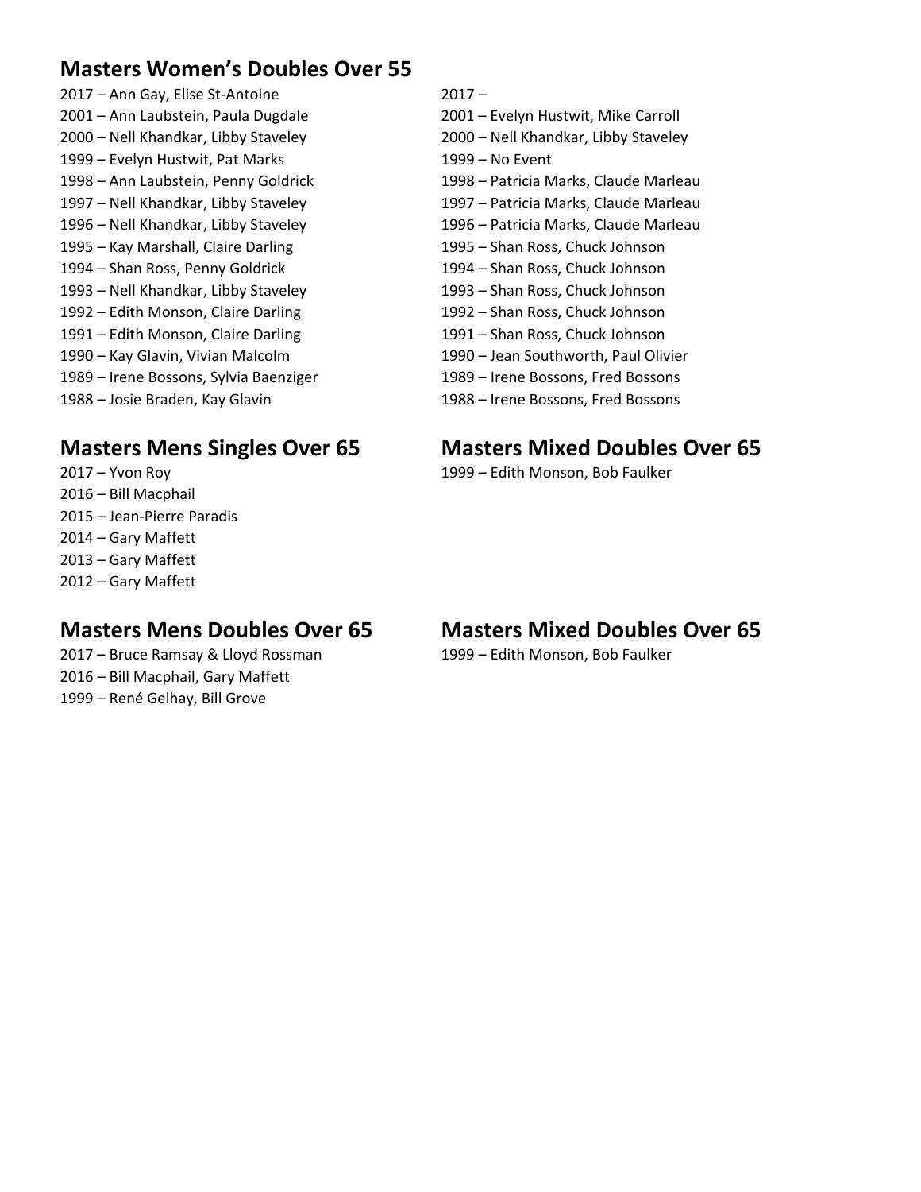## Masters Women's Doubles Over 55

2017 – Ann Gay, Elise St-Antoine
2001 – Ann Laubstein, Paula Dugdale
2000 – Nell Khandkar, Libby Staveley
1999 – Evelyn Hustwit, Pat Marks
1998 – Ann Laubstein, Penny Goldrick
1997 – Nell Khandkar, Libby Staveley
1996 – Nell Khandkar, Libby Staveley
1995 – Kay Marshall, Claire Darling
1994 – Shan Ross, Penny Goldrick
1993 – Nell Khandkar, Libby Staveley
1992 – Edith Monson, Claire Darling
1991 – Edith Monson, Claire Darling
1990 – Kay Glavin, Vivian Malcolm
1989 – Irene Bossons, Sylvia Baenziger
1988 – Josie Braden, Kay Glavin

2017 –
2001 – Evelyn Hustwit, Mike Carroll
2000 – Nell Khandkar, Libby Staveley
1999 – No Event
1998 – Patricia Marks, Claude Marleau
1997 – Patricia Marks, Claude Marleau
1996 – Patricia Marks, Claude Marleau
1995 – Shan Ross, Chuck Johnson
1994 – Shan Ross, Chuck Johnson
1993 – Shan Ross, Chuck Johnson
1992 – Shan Ross, Chuck Johnson
1991 – Shan Ross, Chuck Johnson
1990 – Jean Southworth, Paul Olivier
1989 – Irene Bossons, Fred Bossons
1988 – Irene Bossons, Fred Bossons

## Masters Mens Singles Over 65

2017 – Yvon Roy
2016 – Bill Macphail
2015 – Jean-Pierre Paradis
2014 – Gary Maffett
2013 – Gary Maffett
2012 – Gary Maffett

## Masters Mixed Doubles Over 65

1999 – Edith Monson, Bob Faulker

## Masters Mens Doubles Over 65

2017 – Bruce Ramsay & Lloyd Rossman
2016 – Bill Macphail, Gary Maffett
1999 – René Gelhay, Bill Grove

## Masters Mixed Doubles Over 65

1999 – Edith Monson, Bob Faulker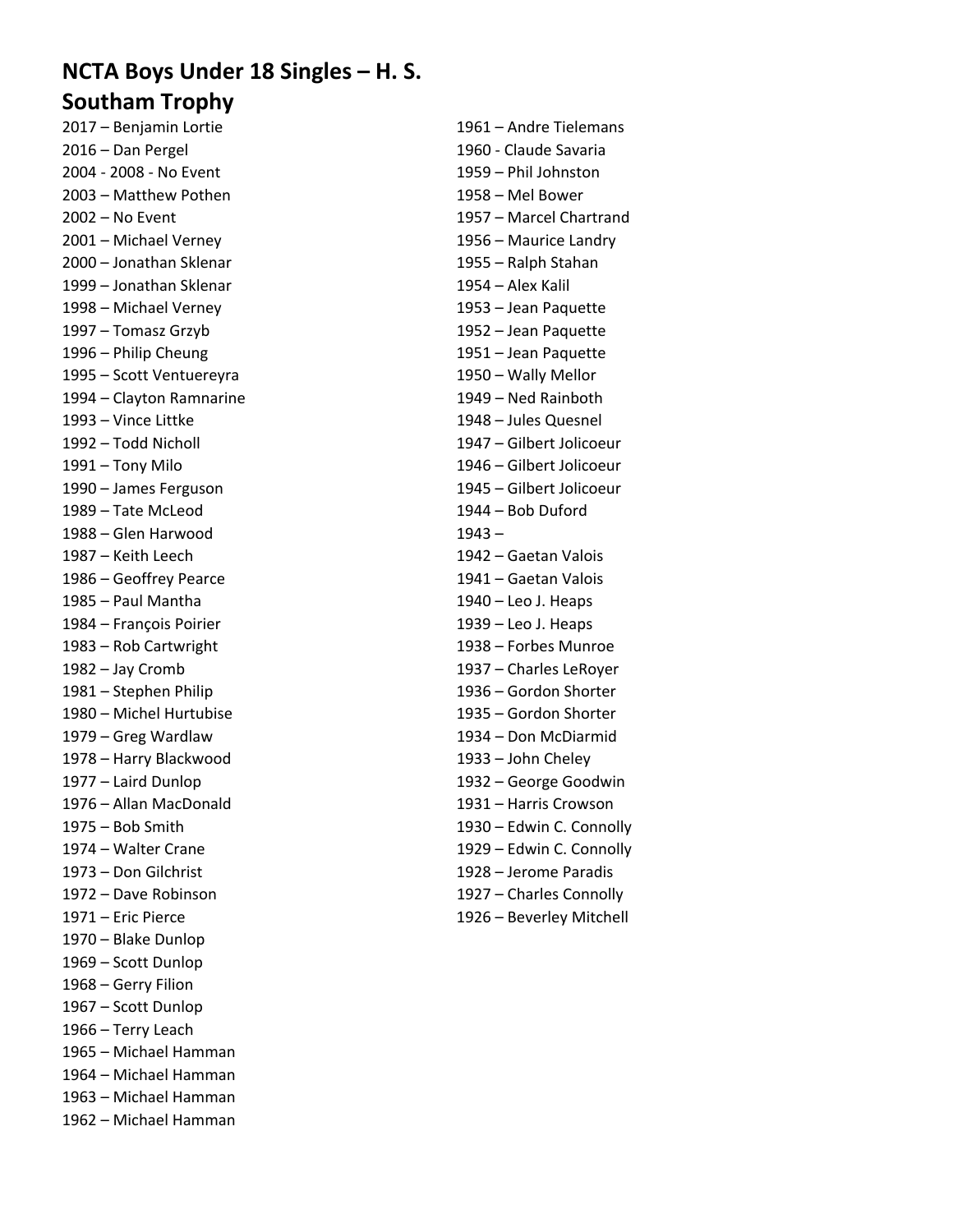## NCTA Boys Under 18 Singles – H. S. Southam Trophy

2017 – Benjamin Lortie
2016 – Dan Pergel
2004 - 2008 - No Event
2003 – Matthew Pothen
2002 – No Event
2001 – Michael Verney
2000 – Jonathan Sklenar
1999 – Jonathan Sklenar
1998 – Michael Verney
1997 – Tomasz Grzyb
1996 – Philip Cheung
1995 – Scott Ventuereyra
1994 – Clayton Ramnarine
1993 – Vince Littke
1992 – Todd Nicholl
1991 – Tony Milo
1990 – James Ferguson
1989 – Tate McLeod
1988 – Glen Harwood
1987 – Keith Leech
1986 – Geoffrey Pearce
1985 – Paul Mantha
1984 – François Poirier
1983 – Rob Cartwright
1982 – Jay Cromb
1981 – Stephen Philip
1980 – Michel Hurtubise
1979 – Greg Wardlaw
1978 – Harry Blackwood
1977 – Laird Dunlop
1976 – Allan MacDonald
1975 – Bob Smith
1974 – Walter Crane
1973 – Don Gilchrist
1972 – Dave Robinson
1971 – Eric Pierce
1970 – Blake Dunlop
1969 – Scott Dunlop
1968 – Gerry Filion
1967 – Scott Dunlop
1966 – Terry Leach
1965 – Michael Hamman
1964 – Michael Hamman
1963 – Michael Hamman
1962 – Michael Hamman
1961 – Andre Tielemans
1960 - Claude Savaria
1959 – Phil Johnston
1958 – Mel Bower
1957 – Marcel Chartrand
1956 – Maurice Landry
1955 – Ralph Stahan
1954 – Alex Kalil
1953 – Jean Paquette
1952 – Jean Paquette
1951 – Jean Paquette
1950 – Wally Mellor
1949 – Ned Rainboth
1948 – Jules Quesnel
1947 – Gilbert Jolicoeur
1946 – Gilbert Jolicoeur
1945 – Gilbert Jolicoeur
1944 – Bob Duford
1943 –
1942 – Gaetan Valois
1941 – Gaetan Valois
1940 – Leo J. Heaps
1939 – Leo J. Heaps
1938 – Forbes Munroe
1937 – Charles LeRoyer
1936 – Gordon Shorter
1935 – Gordon Shorter
1934 – Don McDiarmid
1933 – John Cheley
1932 – George Goodwin
1931 – Harris Crowson
1930 – Edwin C. Connolly
1929 – Edwin C. Connolly
1928 – Jerome Paradis
1927 – Charles Connolly
1926 – Beverley Mitchell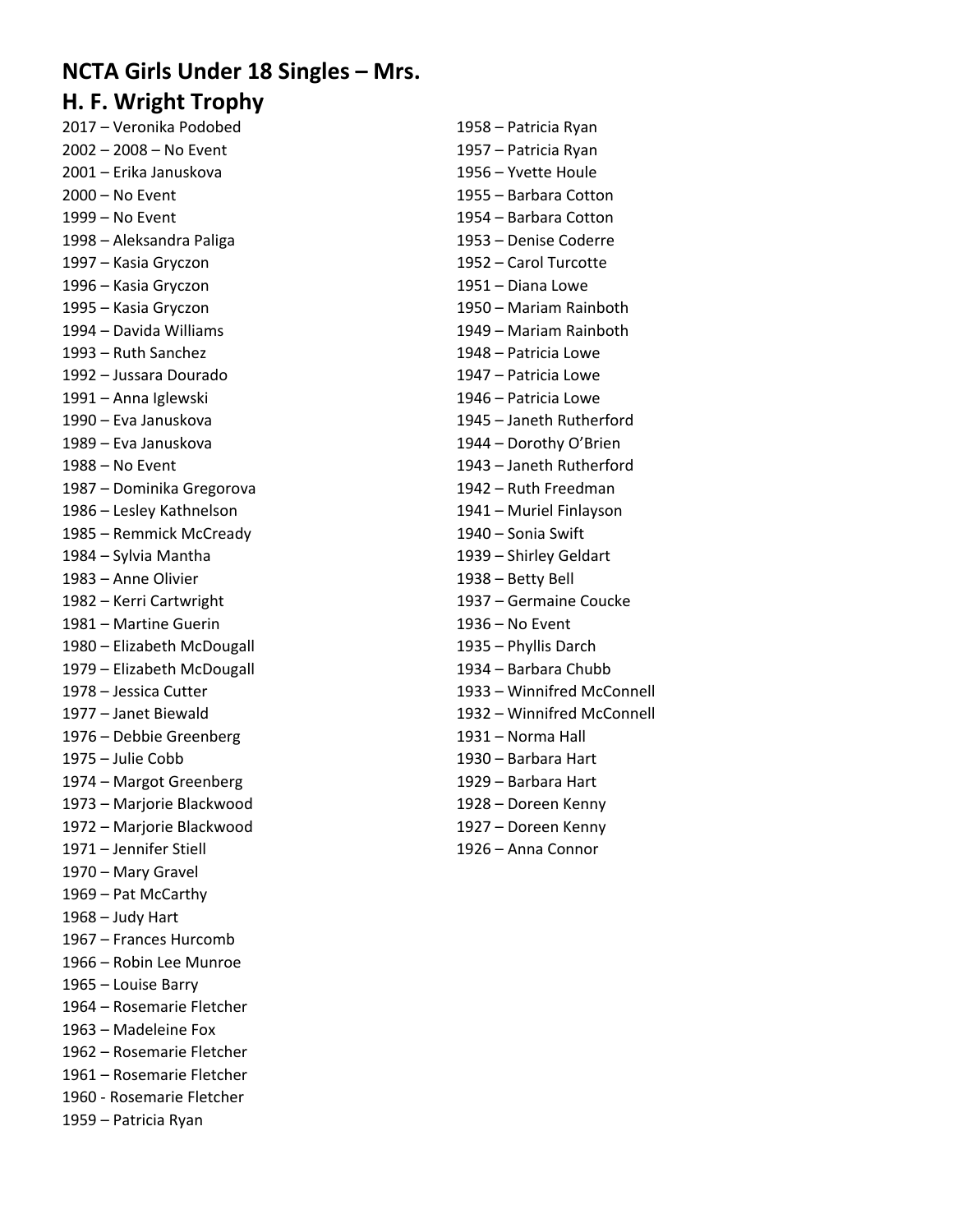## NCTA Girls Under 18 Singles – Mrs. H. F. Wright Trophy

2017 – Veronika Podobed
2002 – 2008 – No Event
2001 – Erika Januskova
2000 – No Event
1999 – No Event
1998 – Aleksandra Paliga
1997 – Kasia Gryczon
1996 – Kasia Gryczon
1995 – Kasia Gryczon
1994 – Davida Williams
1993 – Ruth Sanchez
1992 – Jussara Dourado
1991 – Anna Iglewski
1990 – Eva Januskova
1989 – Eva Januskova
1988 – No Event
1987 – Dominika Gregorova
1986 – Lesley Kathnelson
1985 – Remmick McCready
1984 – Sylvia Mantha
1983 – Anne Olivier
1982 – Kerri Cartwright
1981 – Martine Guerin
1980 – Elizabeth McDougall
1979 – Elizabeth McDougall
1978 – Jessica Cutter
1977 – Janet Biewald
1976 – Debbie Greenberg
1975 – Julie Cobb
1974 – Margot Greenberg
1973 – Marjorie Blackwood
1972 – Marjorie Blackwood
1971 – Jennifer Stiell
1970 – Mary Gravel
1969 – Pat McCarthy
1968 – Judy Hart
1967 – Frances Hurcomb
1966 – Robin Lee Munroe
1965 – Louise Barry
1964 – Rosemarie Fletcher
1963 – Madeleine Fox
1962 – Rosemarie Fletcher
1961 – Rosemarie Fletcher
1960 - Rosemarie Fletcher
1959 – Patricia Ryan
1958 – Patricia Ryan
1957 – Patricia Ryan
1956 – Yvette Houle
1955 – Barbara Cotton
1954 – Barbara Cotton
1953 – Denise Coderre
1952 – Carol Turcotte
1951 – Diana Lowe
1950 – Mariam Rainboth
1949 – Mariam Rainboth
1948 – Patricia Lowe
1947 – Patricia Lowe
1946 – Patricia Lowe
1945 – Janeth Rutherford
1944 – Dorothy O'Brien
1943 – Janeth Rutherford
1942 – Ruth Freedman
1941 – Muriel Finlayson
1940 – Sonia Swift
1939 – Shirley Geldart
1938 – Betty Bell
1937 – Germaine Coucke
1936 – No Event
1935 – Phyllis Darch
1934 – Barbara Chubb
1933 – Winnifred McConnell
1932 – Winnifred McConnell
1931 – Norma Hall
1930 – Barbara Hart
1929 – Barbara Hart
1928 – Doreen Kenny
1927 – Doreen Kenny
1926 – Anna Connor